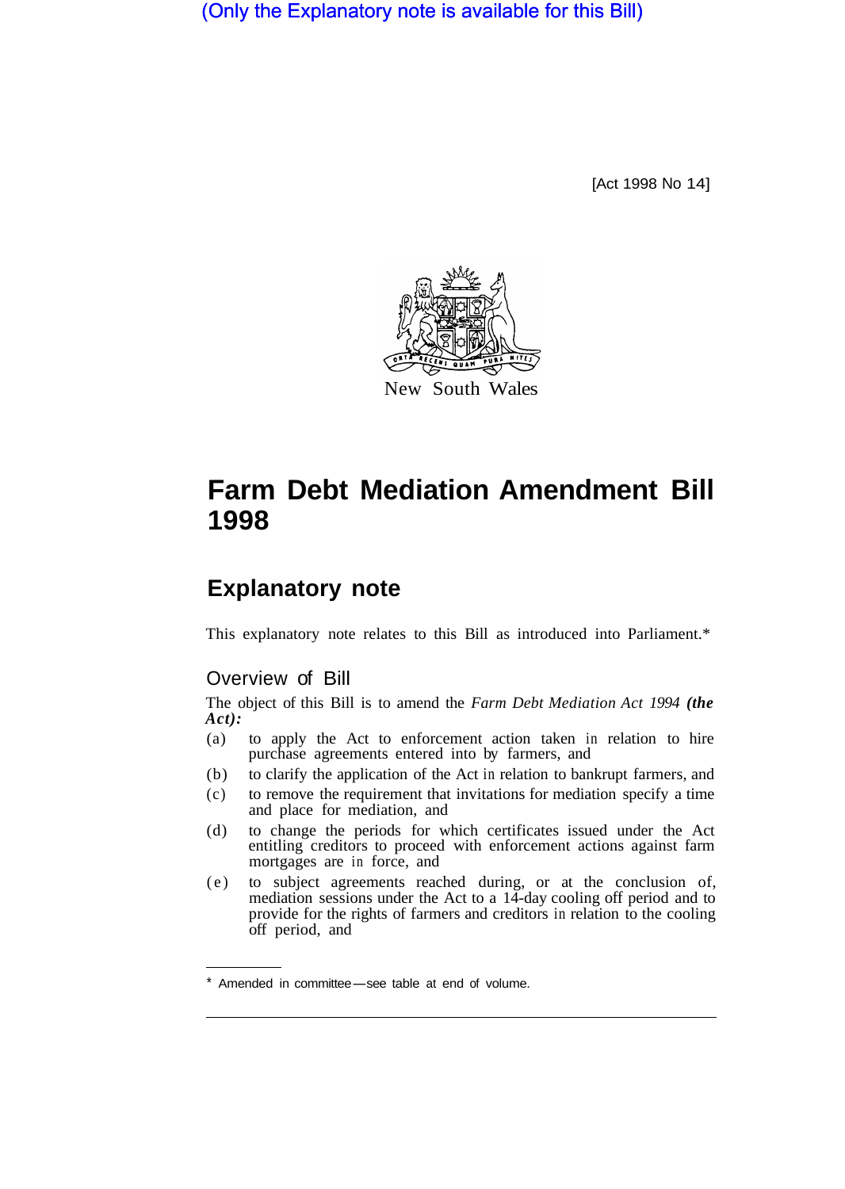(Only the Explanatory note is available for this Bill)

[Act 1998 No 14]

New South Wales

# Farm Debt Mediation Amendment Bill 1998

## Explanatory note

This explanatory note relates to this Bill as introduced into Parliament.*

### Overview of Bill

The object of this Bill is to amend the *Farm Debt Mediation Act 1994* ***(the Act)***:

(a) to apply the Act to enforcement action taken in relation to hire purchase agreements entered into by farmers, and

(b) to clarify the application of the Act in relation to bankrupt farmers, and

(c) to remove the requirement that invitations for mediation specify a time and place for mediation, and

(d) to change the periods for which certificates issued under the Act entitling creditors to proceed with enforcement actions against farm mortgages are in force, and

(e) to subject agreements reached during, or at the conclusion of, mediation sessions under the Act to a 14-day cooling off period and to provide for the rights of farmers and creditors in relation to the cooling off period, and

---

* Amended in committee—see table at end of volume.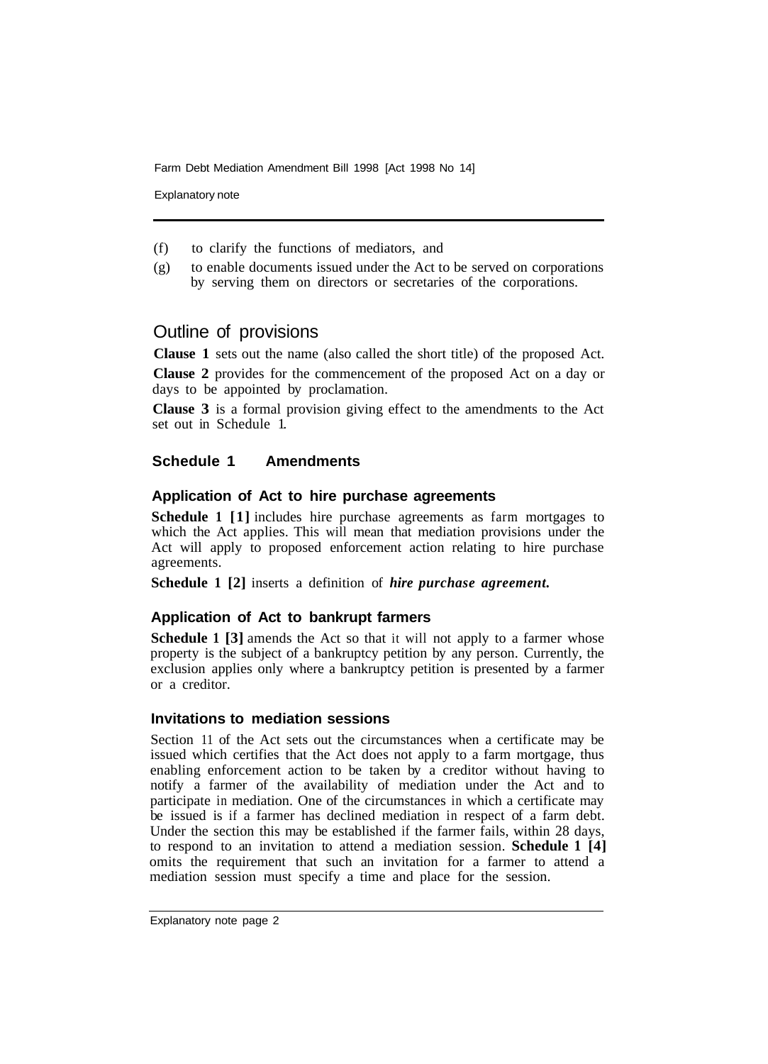(f) to clarify the functions of mediators, and

(g) to enable documents issued under the Act to be served on corporations by serving them on directors or secretaries of the corporations.

## Outline of provisions

**Clause 1** sets out the name (also called the short title) of the proposed Act.

**Clause 2** provides for the commencement of the proposed Act on a day or days to be appointed by proclamation.

**Clause 3** is a formal provision giving effect to the amendments to the Act set out in Schedule 1.

### Schedule 1 Amendments

#### Application of Act to hire purchase agreements

**Schedule 1 [1]** includes hire purchase agreements as farm mortgages to which the Act applies. This will mean that mediation provisions under the Act will apply to proposed enforcement action relating to hire purchase agreements.

**Schedule 1 [2]** inserts a definition of ***hire purchase agreement.***

#### Application of Act to bankrupt farmers

**Schedule 1 [3]** amends the Act so that it will not apply to a farmer whose property is the subject of a bankruptcy petition by any person. Currently, the exclusion applies only where a bankruptcy petition is presented by a farmer or a creditor.

#### Invitations to mediation sessions

Section 11 of the Act sets out the circumstances when a certificate may be issued which certifies that the Act does not apply to a farm mortgage, thus enabling enforcement action to be taken by a creditor without having to notify a farmer of the availability of mediation under the Act and to participate in mediation. One of the circumstances in which a certificate may be issued is if a farmer has declined mediation in respect of a farm debt. Under the section this may be established if the farmer fails, within 28 days, to respond to an invitation to attend a mediation session. **Schedule 1 [4]** omits the requirement that such an invitation for a farmer to attend a mediation session must specify a time and place for the session.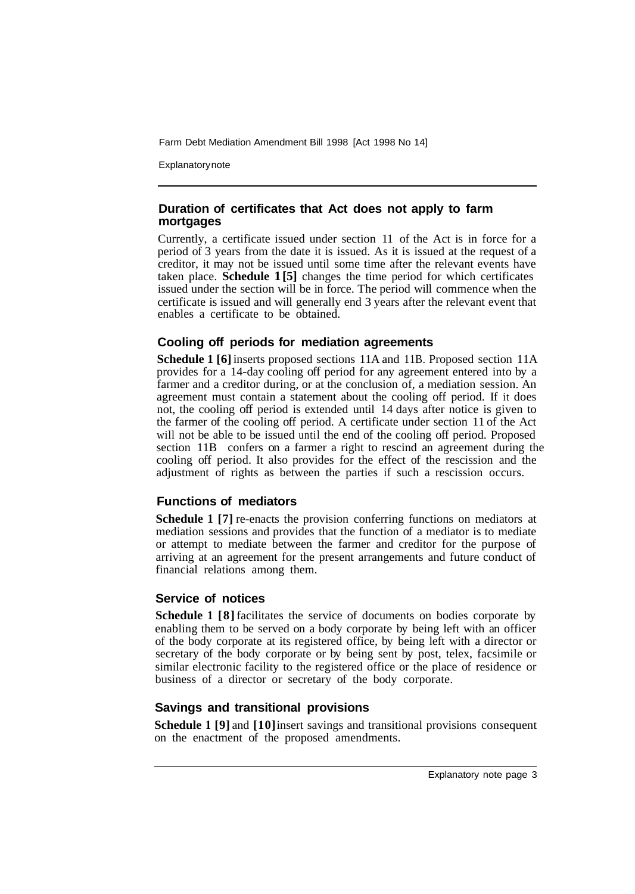## Duration of certificates that Act does not apply to farm mortgages

Currently, a certificate issued under section 11 of the Act is in force for a period of 3 years from the date it is issued. As it is issued at the request of a creditor, it may not be issued until some time after the relevant events have taken place. **Schedule 1 [5]** changes the time period for which certificates issued under the section will be in force. The period will commence when the certificate is issued and will generally end 3 years after the relevant event that enables a certificate to be obtained.

## Cooling off periods for mediation agreements

**Schedule 1 [6]** inserts proposed sections 11A and 11B. Proposed section 11A provides for a 14-day cooling off period for any agreement entered into by a farmer and a creditor during, or at the conclusion of, a mediation session. An agreement must contain a statement about the cooling off period. If it does not, the cooling off period is extended until 14 days after notice is given to the farmer of the cooling off period. A certificate under section 11 of the Act will not be able to be issued until the end of the cooling off period. Proposed section 11B confers on a farmer a right to rescind an agreement during the cooling off period. It also provides for the effect of the rescission and the adjustment of rights as between the parties if such a rescission occurs.

## Functions of mediators

**Schedule 1 [7]** re-enacts the provision conferring functions on mediators at mediation sessions and provides that the function of a mediator is to mediate or attempt to mediate between the farmer and creditor for the purpose of arriving at an agreement for the present arrangements and future conduct of financial relations among them.

## Service of notices

**Schedule 1 [8]** facilitates the service of documents on bodies corporate by enabling them to be served on a body corporate by being left with an officer of the body corporate at its registered office, by being left with a director or secretary of the body corporate or by being sent by post, telex, facsimile or similar electronic facility to the registered office or the place of residence or business of a director or secretary of the body corporate.

## Savings and transitional provisions

**Schedule 1 [9]** and **[10]** insert savings and transitional provisions consequent on the enactment of the proposed amendments.